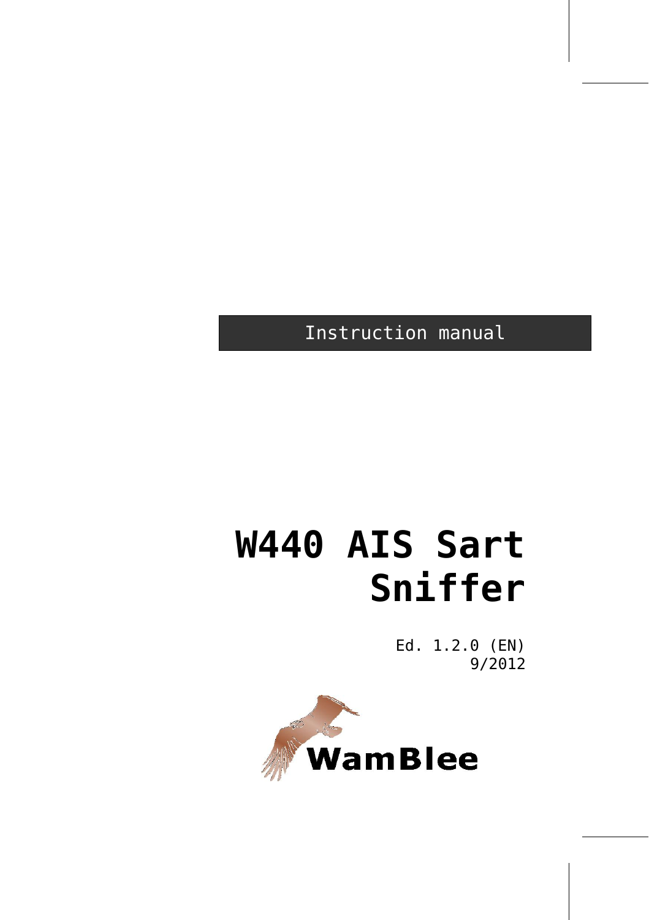Instruction manual

# W440 AIS Sart Sniffer

Ed. 1.2.0 (EN)
9/2012

WamBlee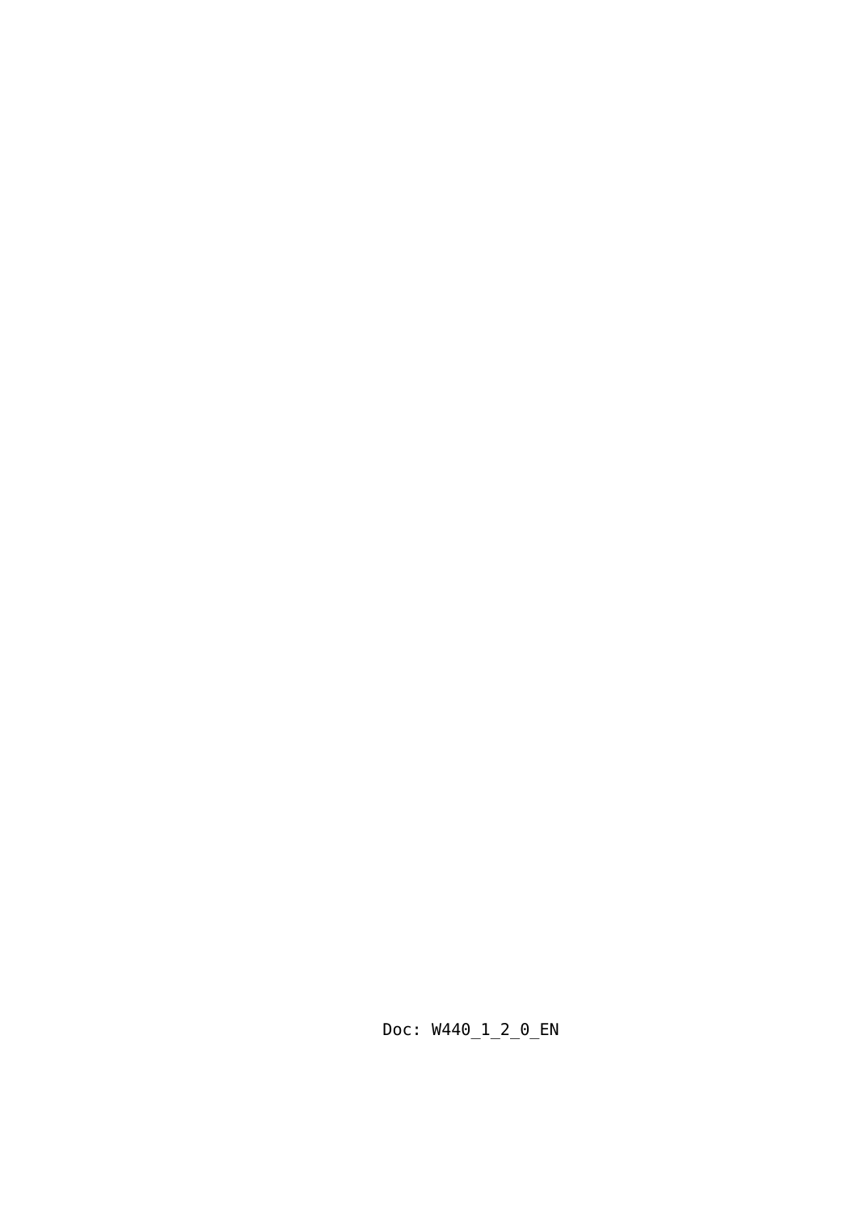Doc: W440_1_2_0_EN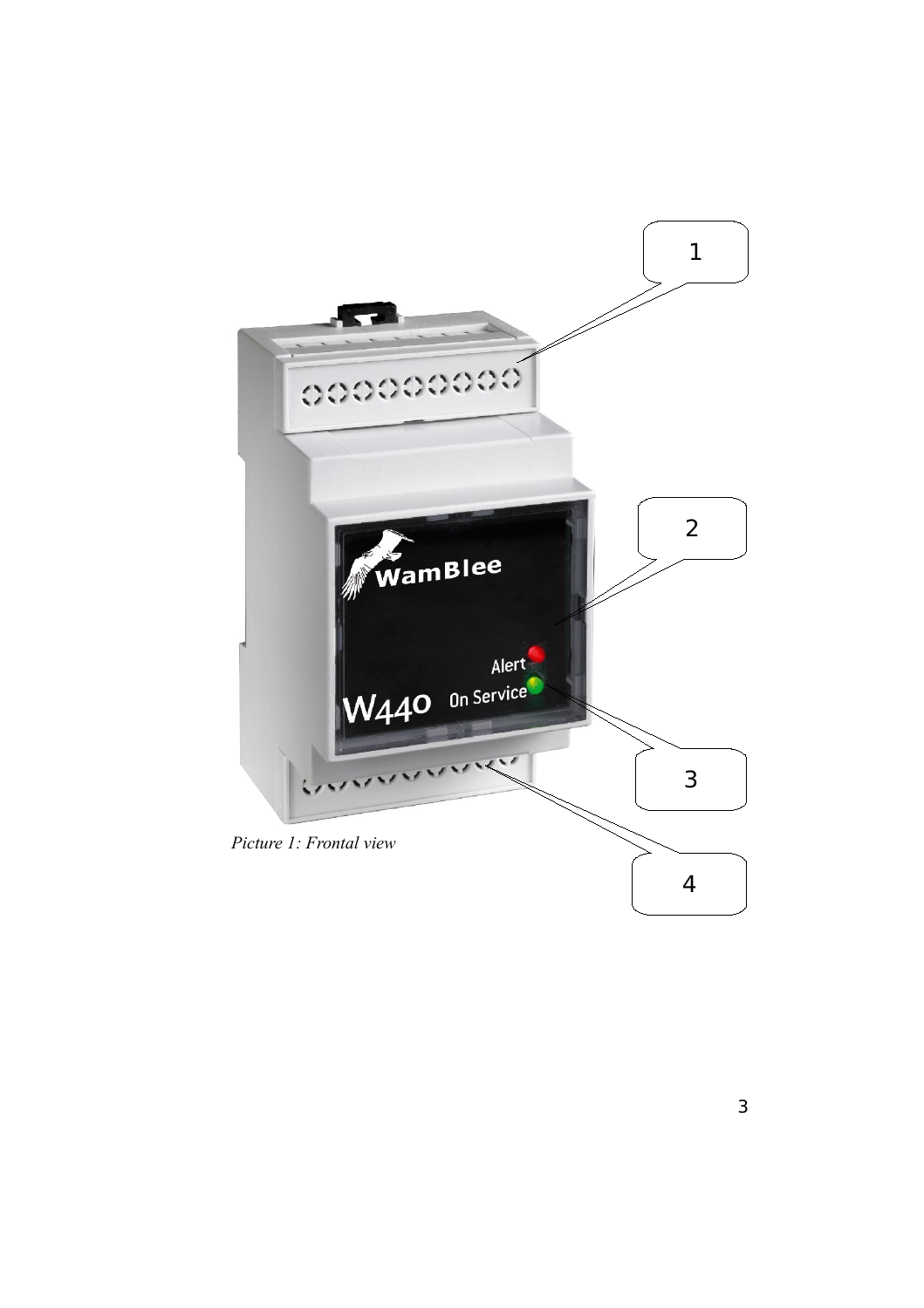Picture 1: Frontal view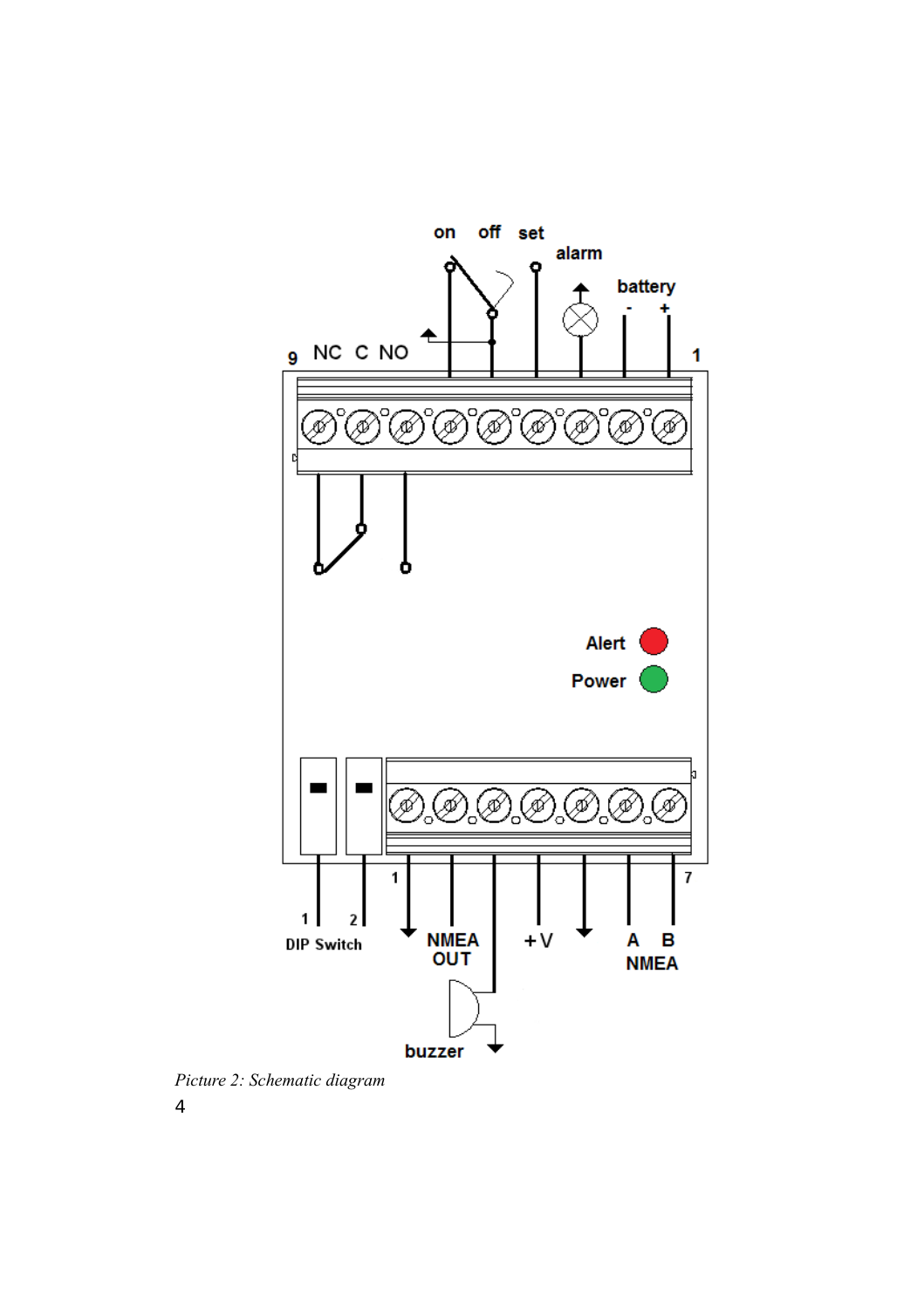*Picture 2: Schematic diagram*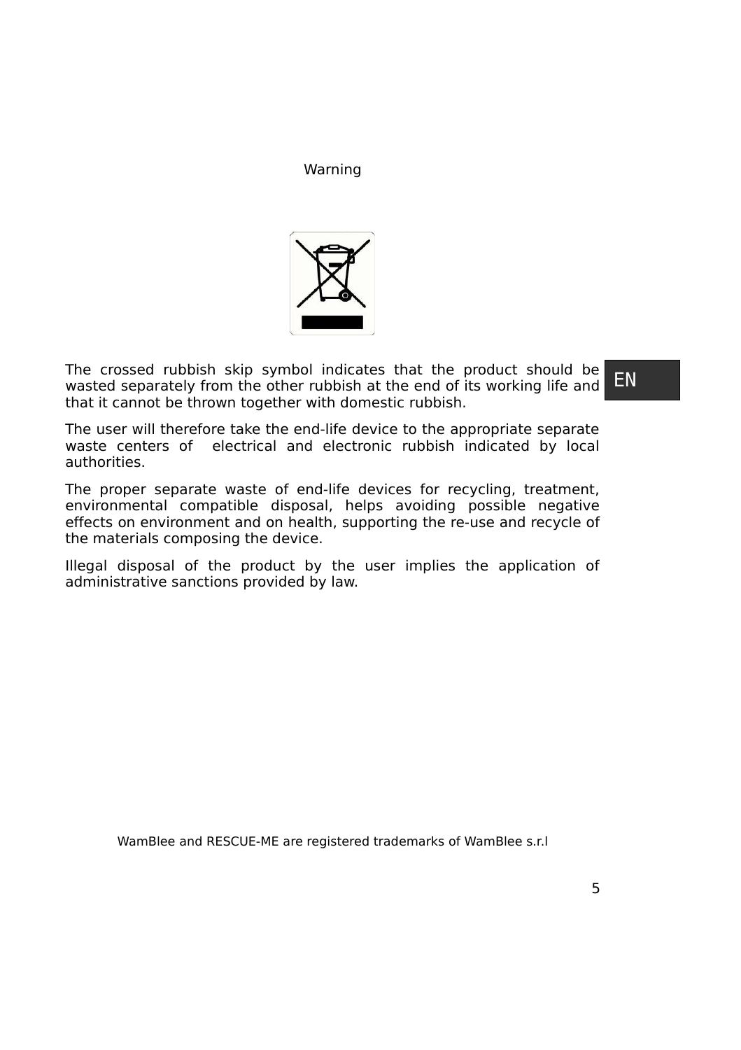## Warning

The crossed rubbish skip symbol indicates that the product should be wasted separately from the other rubbish at the end of its working life and that it cannot be thrown together with domestic rubbish.

The user will therefore take the end-life device to the appropriate separate waste centers of  electrical and electronic rubbish indicated by local authorities.

The proper separate waste of end-life devices for recycling, treatment, environmental compatible disposal, helps avoiding possible negative effects on environment and on health, supporting the re-use and recycle of the materials composing the device.

Illegal disposal of the product by the user implies the application of administrative sanctions provided by law.

WamBlee and RESCUE-ME are registered trademarks of WamBlee s.r.l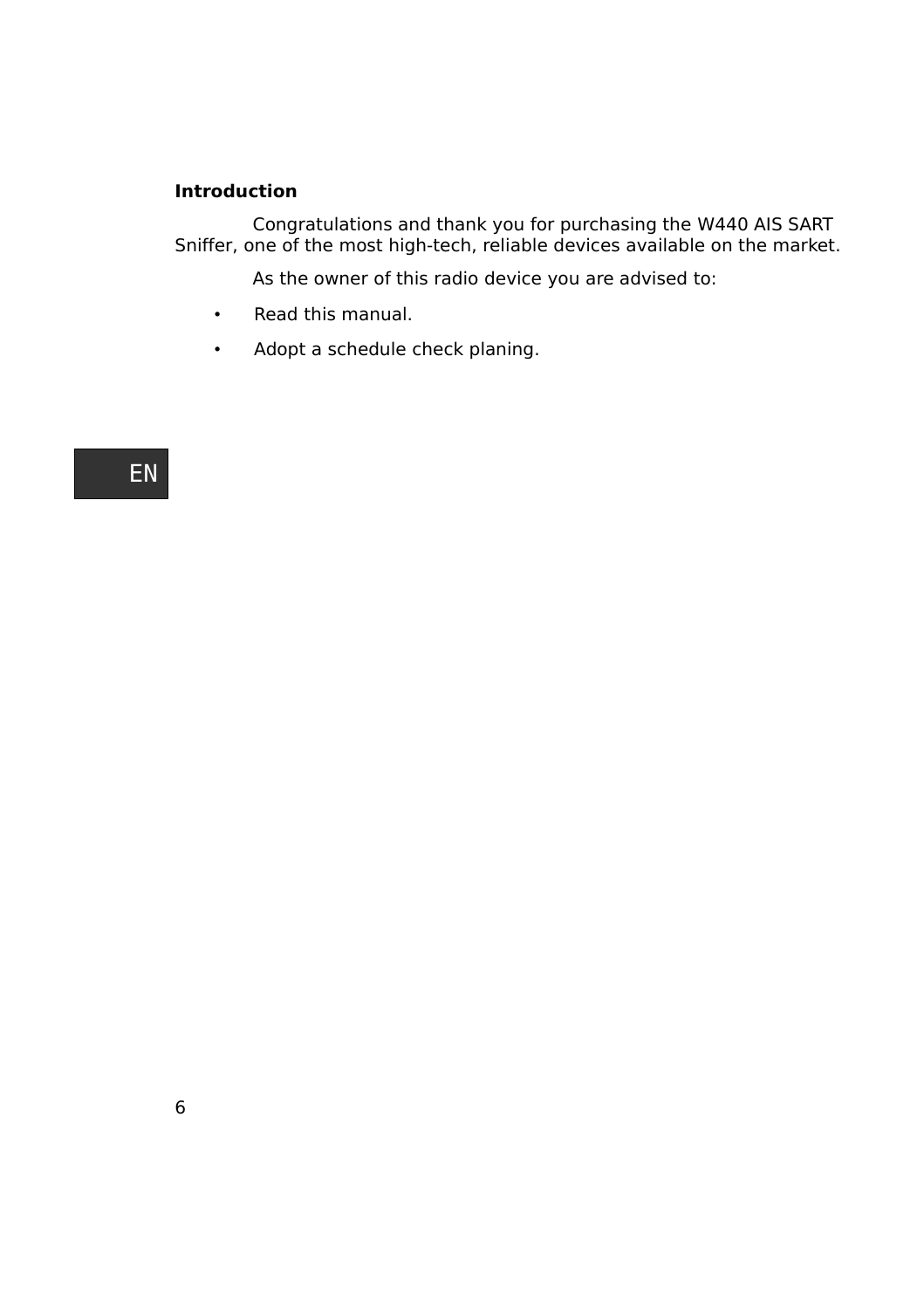**Introduction**

Congratulations and thank you for purchasing the W440 AIS SART Sniffer, one of the most high-tech, reliable devices available on the market.

As the owner of this radio device you are advised to:

- Read this manual.
- Adopt a schedule check planing.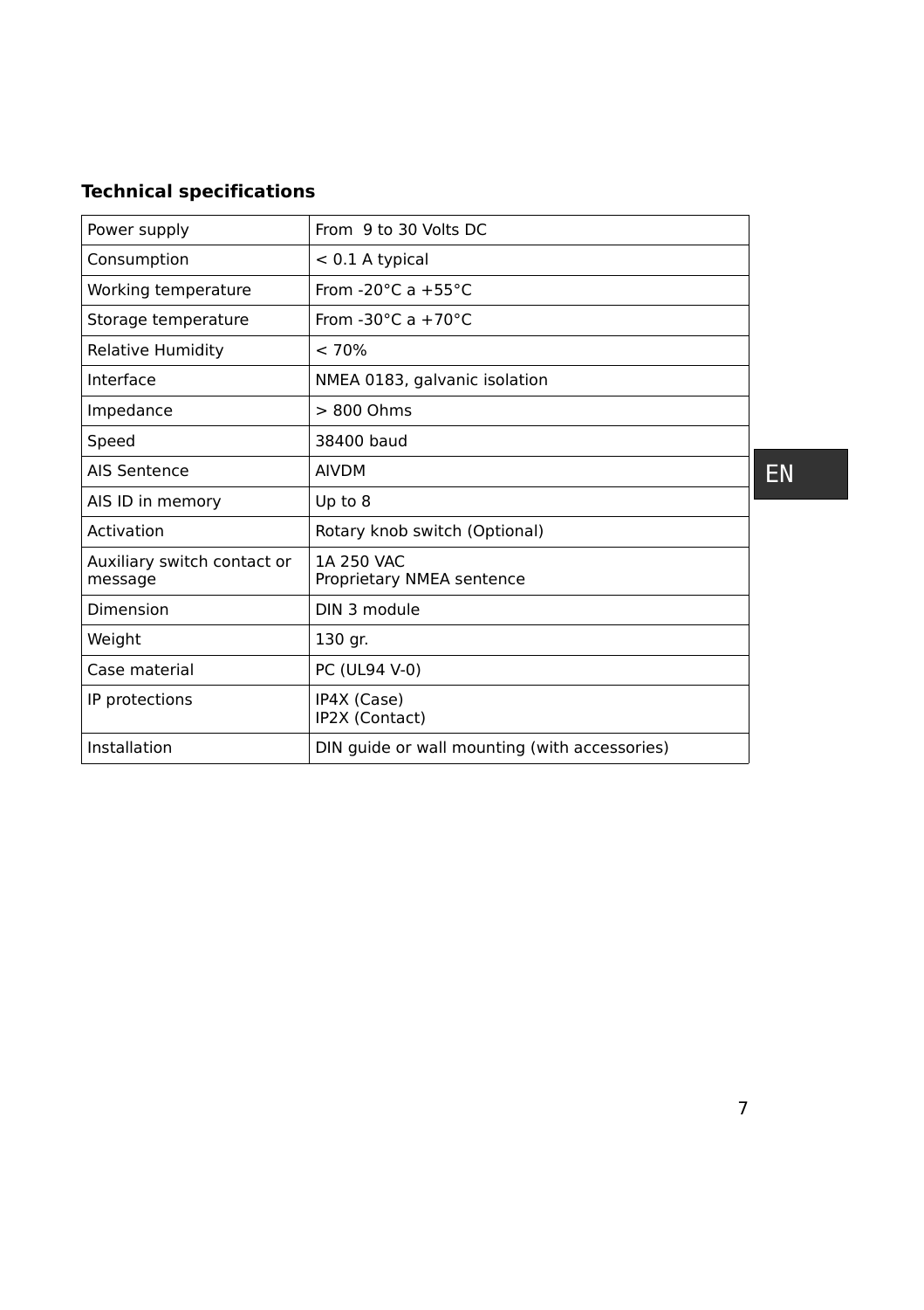**Technical specifications**

| Power supply | From  9 to 30 Volts DC |
|---|---|
| Consumption | < 0.1 A typical |
| Working temperature | From -20°C a +55°C |
| Storage temperature | From -30°C a +70°C |
| Relative Humidity | < 70% |
| Interface | NMEA 0183, galvanic isolation |
| Impedance | > 800 Ohms |
| Speed | 38400 baud |
| AIS Sentence | AIVDM |
| AIS ID in memory | Up to 8 |
| Activation | Rotary knob switch (Optional) |
| Auxiliary switch contact or message | 1A 250 VAC<br>Proprietary NMEA sentence |
| Dimension | DIN 3 module |
| Weight | 130 gr. |
| Case material | PC (UL94 V-0) |
| IP protections | IP4X (Case)<br>IP2X (Contact) |
| Installation | DIN guide or wall mounting (with accessories) |

EN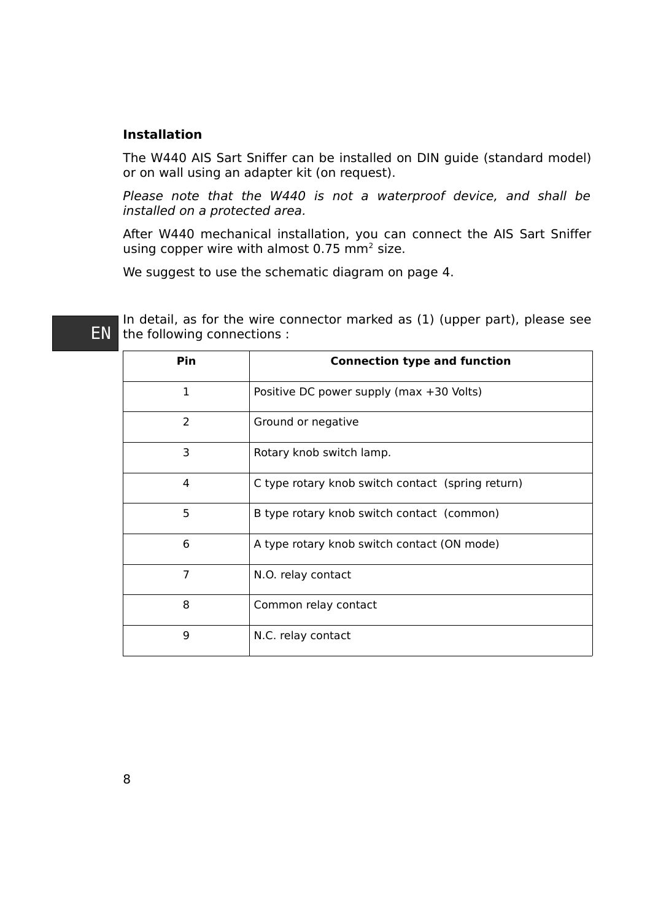### Installation

The W440 AIS Sart Sniffer can be installed on DIN guide (standard model) or on wall using an adapter kit (on request).

*Please note that the W440 is not a waterproof device, and shall be installed on a protected area.*

After W440 mechanical installation, you can connect the AIS Sart Sniffer using copper wire with almost 0.75 $mm^2$ size.

We suggest to use the schematic diagram on page 4.

EN

In detail, as for the wire connector marked as (1) (upper part), please see the following connections :

| Pin | Connection type and function |
|---|---|
| 1 | Positive DC power supply (max +30 Volts) |
| 2 | Ground or negative |
| 3 | Rotary knob switch lamp. |
| 4 | C type rotary knob switch contact (spring return) |
| 5 | B type rotary knob switch contact (common) |
| 6 | A type rotary knob switch contact (ON mode) |
| 7 | N.O. relay contact |
| 8 | Common relay contact |
| 9 | N.C. relay contact |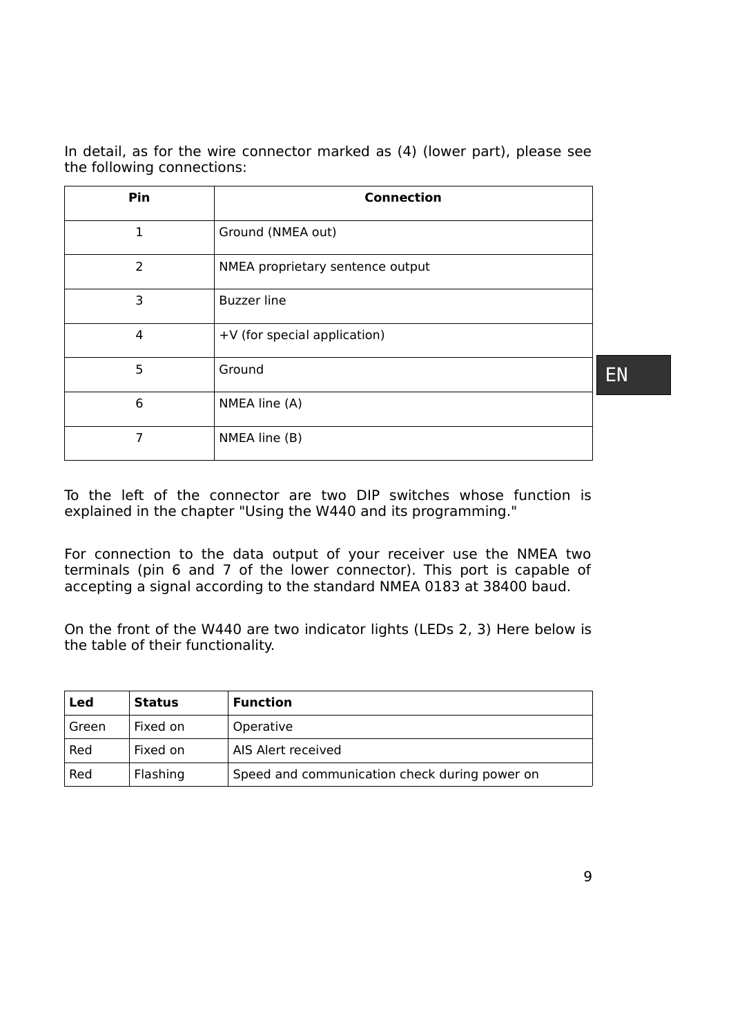In detail, as for the wire connector marked as (4) (lower part), please see the following connections:

| Pin | Connection |
|---|---|
| 1 | Ground (NMEA out) |
| 2 | NMEA proprietary sentence output |
| 3 | Buzzer line |
| 4 | +V (for special application) |
| 5 | Ground |
| 6 | NMEA line (A) |
| 7 | NMEA line (B) |

To the left of the connector are two DIP switches whose function is explained in the chapter "Using the W440 and its programming."

For connection to the data output of your receiver use the NMEA two terminals (pin 6 and 7 of the lower connector). This port is capable of accepting a signal according to the standard NMEA 0183 at 38400 baud.

On the front of the W440 are two indicator lights (LEDs 2, 3) Here below is the table of their functionality.

| Led | Status | Function |
|---|---|---|
| Green | Fixed on | Operative |
| Red | Fixed on | AIS Alert received |
| Red | Flashing | Speed and communication check during power on |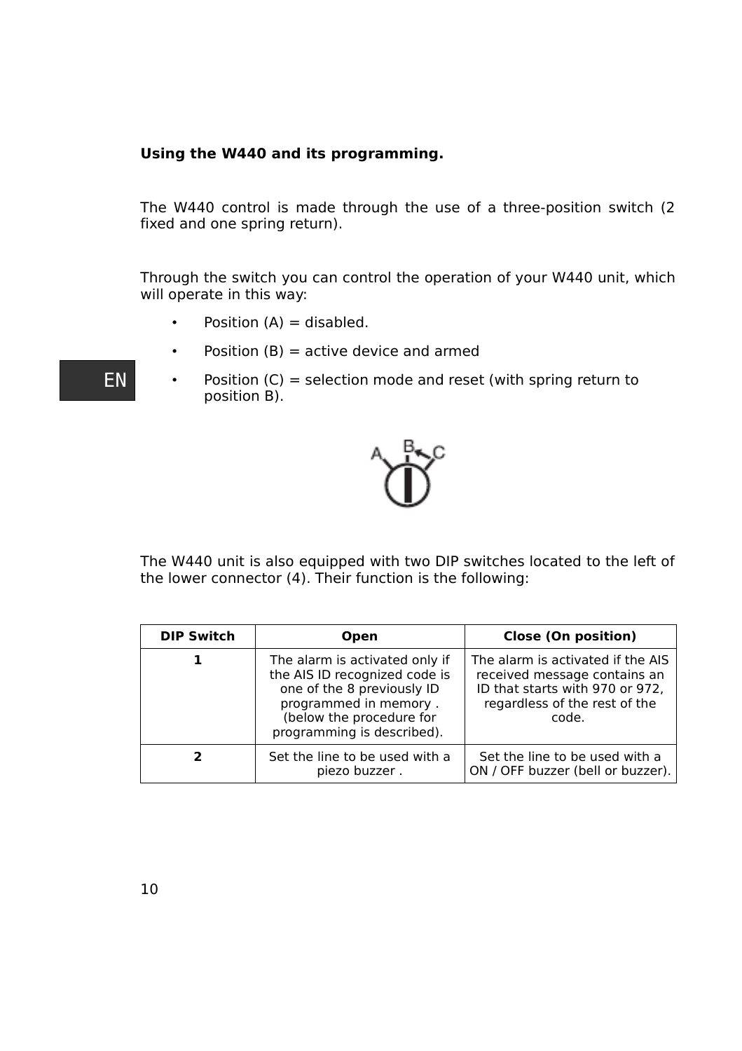**Using the W440 and its programming.**

The W440 control is made through the use of a three-position switch (2 fixed and one spring return).

Through the switch you can control the operation of your W440 unit, which will operate in this way:

- Position (A) = disabled.
- Position (B) = active device and armed
- Position (C) = selection mode and reset (with spring return to position B).

The W440 unit is also equipped with two DIP switches located to the left of the lower connector (4). Their function is the following:

| DIP Switch | Open | Close (On position) |
|---|---|---|
| **1** | The alarm is activated only if the AIS ID recognized code is one of the 8 previously ID programmed in memory . (below the procedure for programming is described). | The alarm is activated if the AIS received message contains an ID that starts with 970 or 972, regardless of the rest of the code. |
| **2** | Set the line to be used with a piezo buzzer . | Set the line to be used with a ON / OFF buzzer (bell or buzzer). |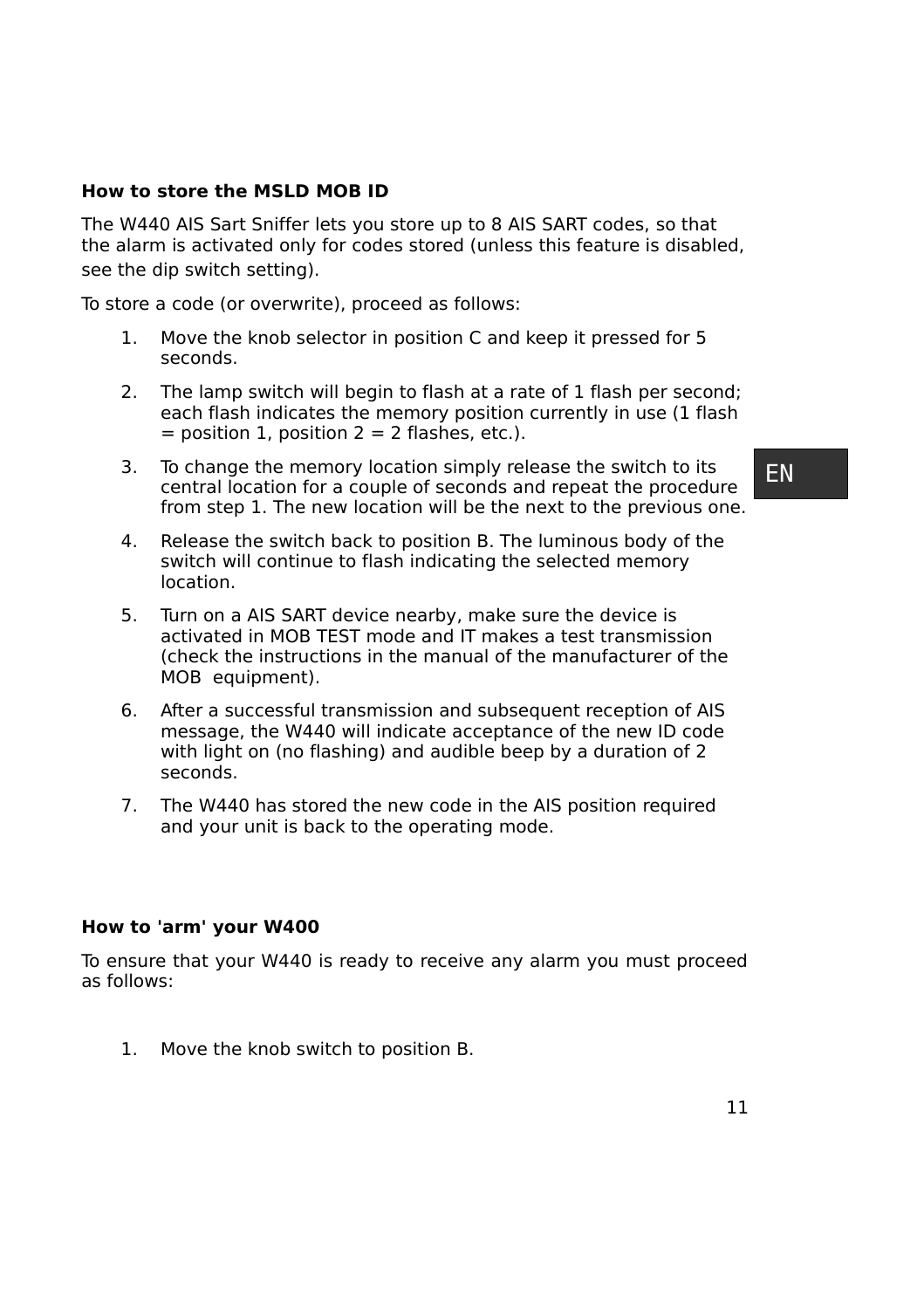### How to store the MSLD MOB ID

The W440 AIS Sart Sniffer lets you store up to 8 AIS SART codes, so that the alarm is activated only for codes stored (unless this feature is disabled, see the dip switch setting).

To store a code (or overwrite), proceed as follows:

1. Move the knob selector in position C and keep it pressed for 5 seconds.
2. The lamp switch will begin to flash at a rate of 1 flash per second; each flash indicates the memory position currently in use (1 flash = position 1, position 2 = 2 flashes, etc.).
3. To change the memory location simply release the switch to its central location for a couple of seconds and repeat the procedure from step 1. The new location will be the next to the previous one.
4. Release the switch back to position B. The luminous body of the switch will continue to flash indicating the selected memory location.
5. Turn on a AIS SART device nearby, make sure the device is activated in MOB TEST mode and IT makes a test transmission (check the instructions in the manual of the manufacturer of the MOB  equipment).
6. After a successful transmission and subsequent reception of AIS message, the W440 will indicate acceptance of the new ID code with light on (no flashing) and audible beep by a duration of 2 seconds.
7. The W440 has stored the new code in the AIS position required and your unit is back to the operating mode.

### How to 'arm' your W400

To ensure that your W440 is ready to receive any alarm you must proceed as follows:

1. Move the knob switch to position B.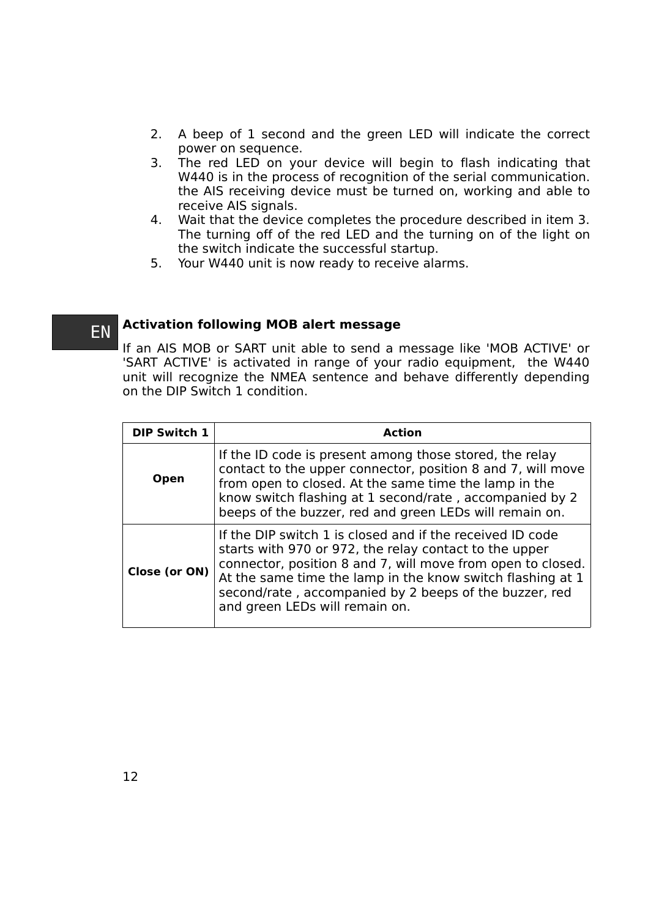2. A beep of 1 second and the green LED will indicate the correct power on sequence.
3. The red LED on your device will begin to flash indicating that W440 is in the process of recognition of the serial communication. the AIS receiving device must be turned on, working and able to receive AIS signals.
4. Wait that the device completes the procedure described in item 3. The turning off of the red LED and the turning on of the light on the switch indicate the successful startup.
5. Your W440 unit is now ready to receive alarms.

EN

**Activation following MOB alert message**

If an AIS MOB or SART unit able to send a message like 'MOB ACTIVE' or 'SART ACTIVE' is activated in range of your radio equipment, the W440 unit will recognize the NMEA sentence and behave differently depending on the DIP Switch 1 condition.

| DIP Switch 1 | Action |
|---|---|
| **Open** | If the ID code is present among those stored, the relay contact to the upper connector, position 8 and 7, will move from open to closed. At the same time the lamp in the know switch flashing at 1 second/rate , accompanied by 2 beeps of the buzzer, red and green LEDs will remain on. |
| **Close (or ON)** | If the DIP switch 1 is closed and if the received ID code starts with 970 or 972, the relay contact to the upper connector, position 8 and 7, will move from open to closed. At the same time the lamp in the know switch flashing at 1 second/rate , accompanied by 2 beeps of the buzzer, red and green LEDs will remain on. |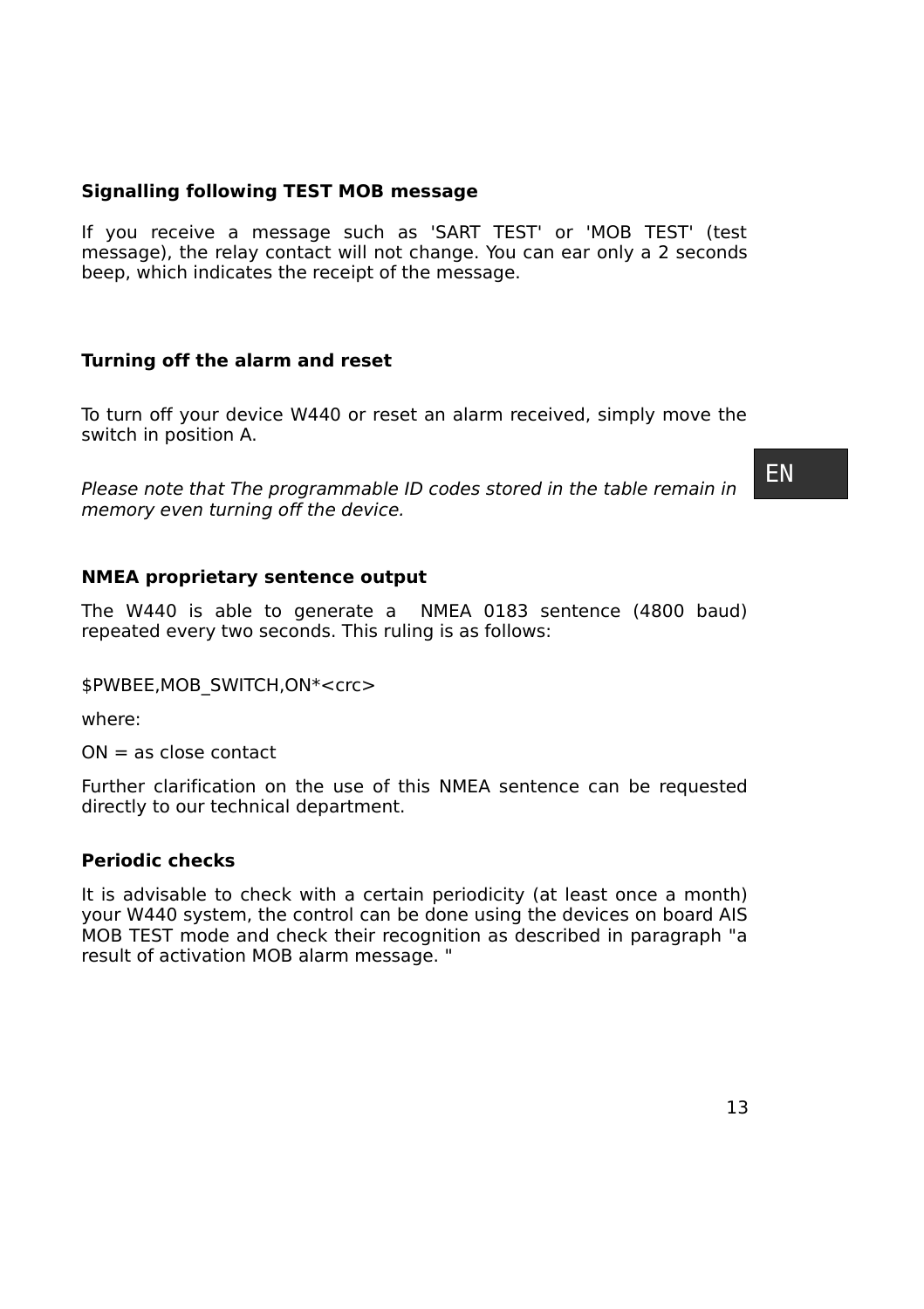## Signalling following TEST MOB message

If you receive a message such as 'SART TEST' or 'MOB TEST' (test message), the relay contact will not change. You can ear only a 2 seconds beep, which indicates the receipt of the message.

## Turning off the alarm and reset

To turn off your device W440 or reset an alarm received, simply move the switch in position A.

*Please note that The programmable ID codes stored in the table remain in memory even turning off the device.*

## NMEA proprietary sentence output

The W440 is able to generate a NMEA 0183 sentence (4800 baud) repeated every two seconds. This ruling is as follows:

$PWBEE,MOB_SWITCH,ON*<crc>

where:

ON = as close contact

Further clarification on the use of this NMEA sentence can be requested directly to our technical department.

## Periodic checks

It is advisable to check with a certain periodicity (at least once a month) your W440 system, the control can be done using the devices on board AIS MOB TEST mode and check their recognition as described in paragraph "a result of activation MOB alarm message. "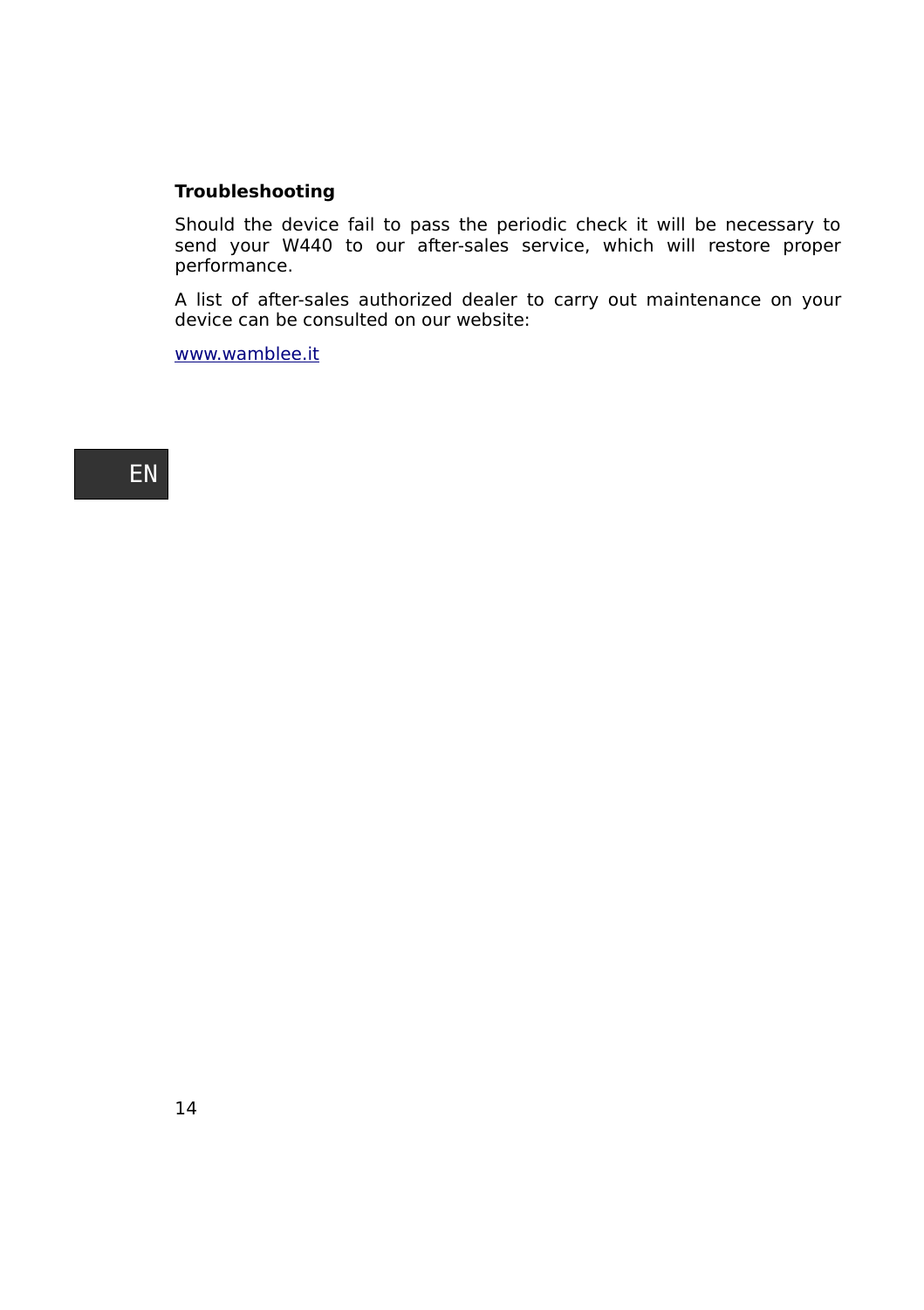**Troubleshooting**

Should the device fail to pass the periodic check it will be necessary to send your W440 to our after-sales service, which will restore proper performance.

A list of after-sales authorized dealer to carry out maintenance on your device can be consulted on our website:

www.wamblee.it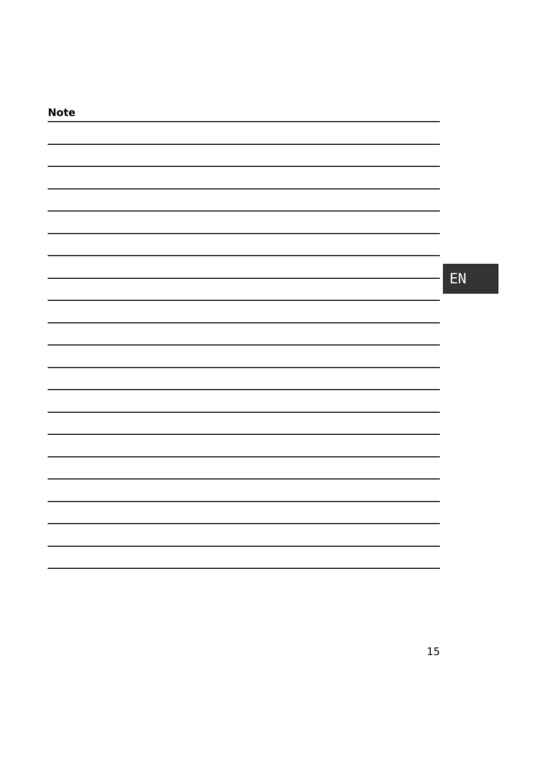**Note**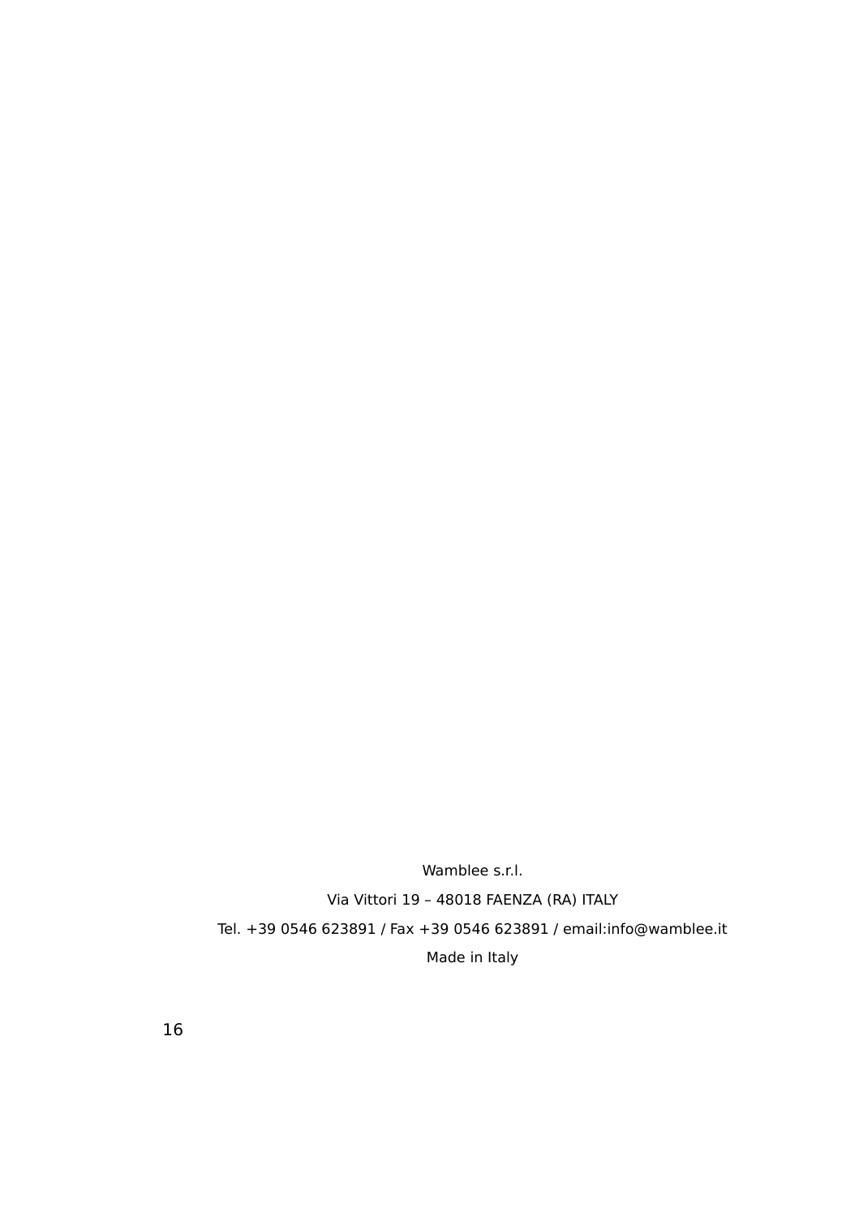Wamblee s.r.l.

Via Vittori 19 – 48018 FAENZA (RA) ITALY

Tel. +39 0546 623891 / Fax +39 0546 623891 / email:info@wamblee.it

Made in Italy